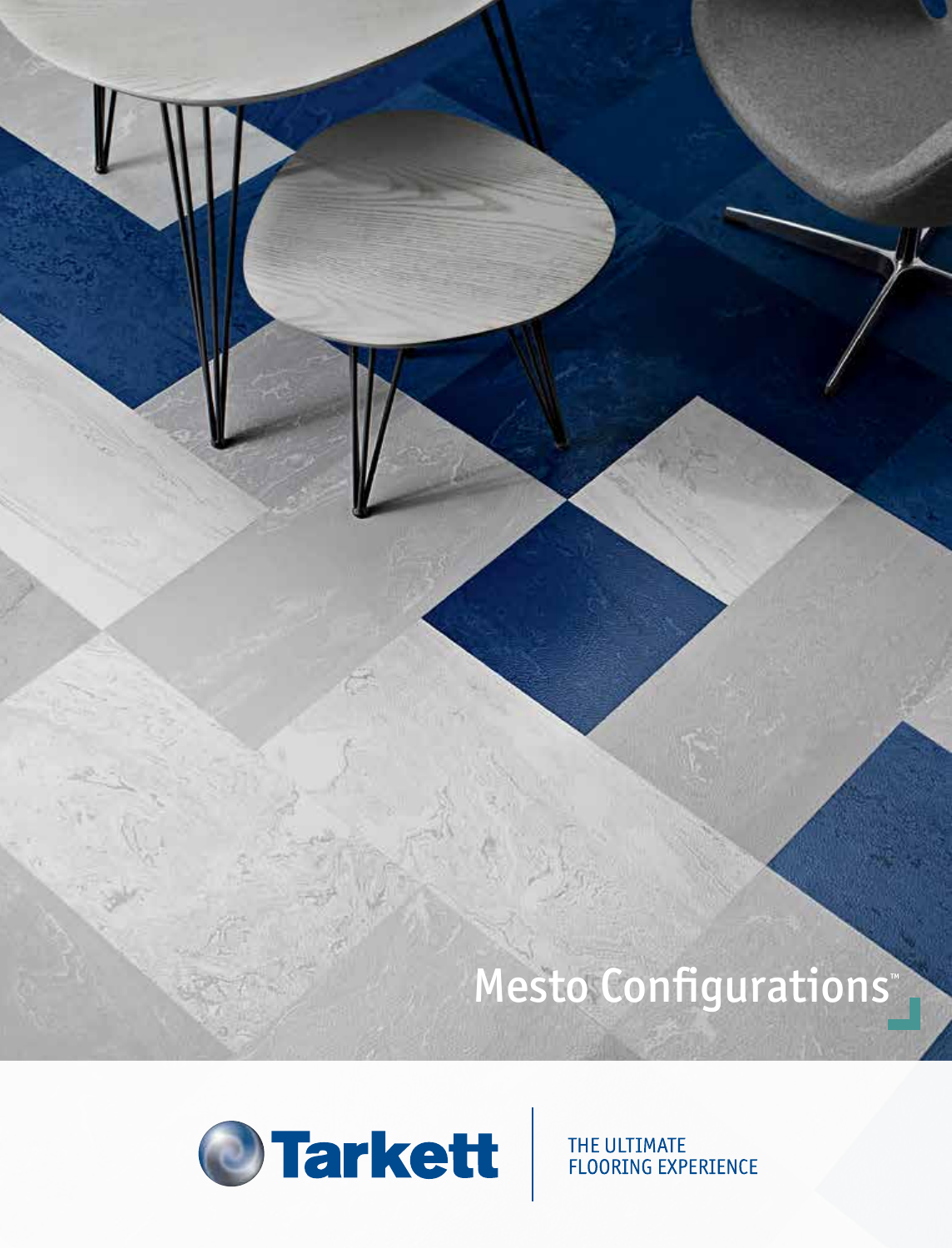# Mesto Configurations™

Tarkett

THE ULTIMATE FLOORING EXPERIENCE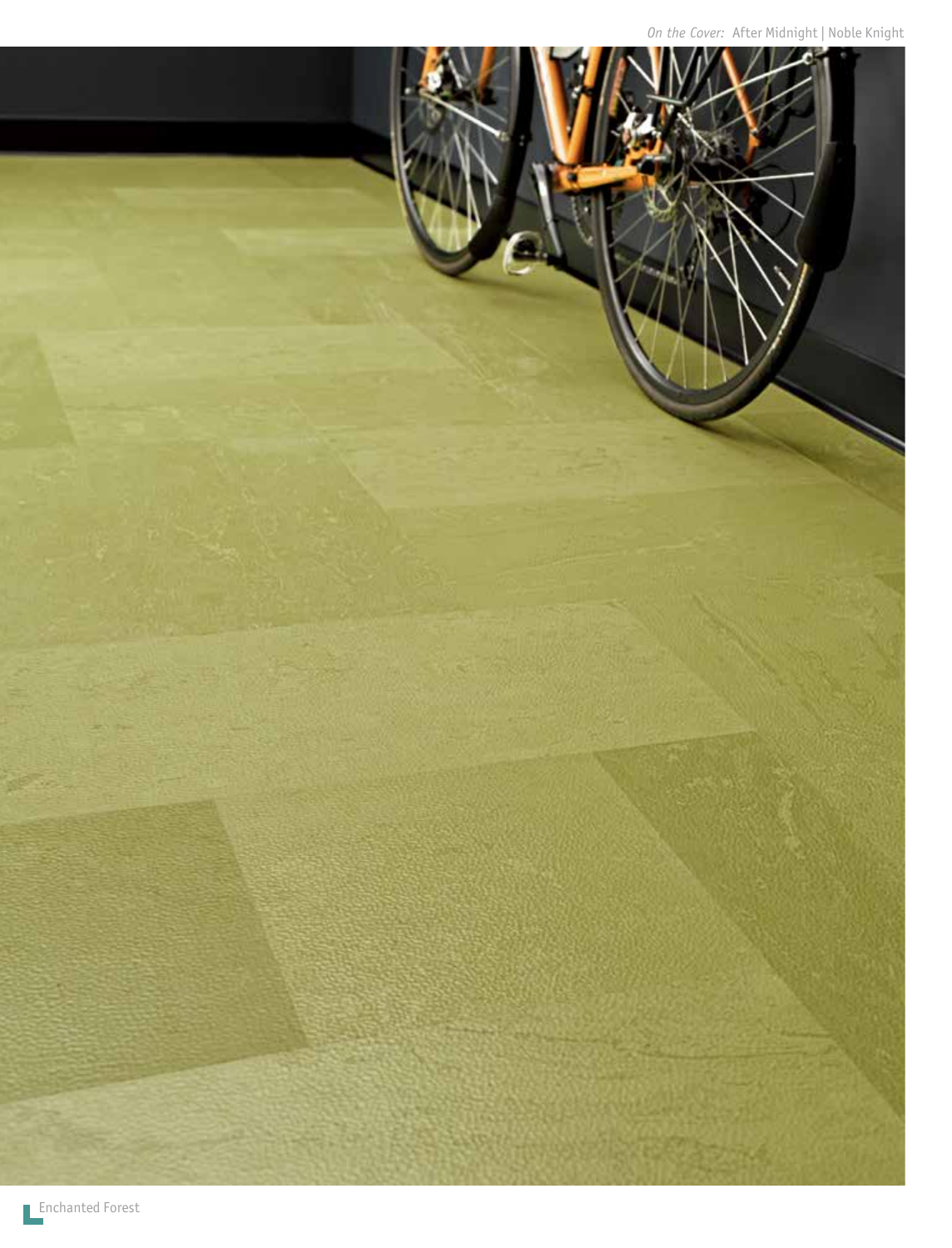*On the Cover:* After Midnight | Noble Knight

Enchanted Forest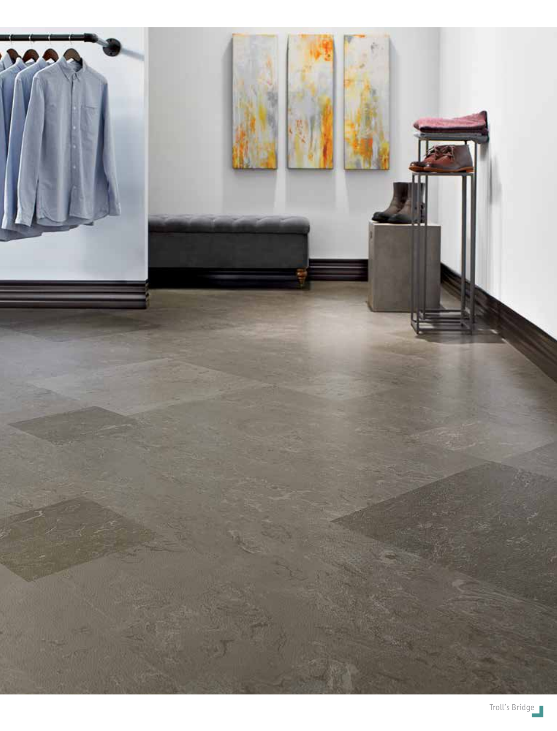Troll's Bridge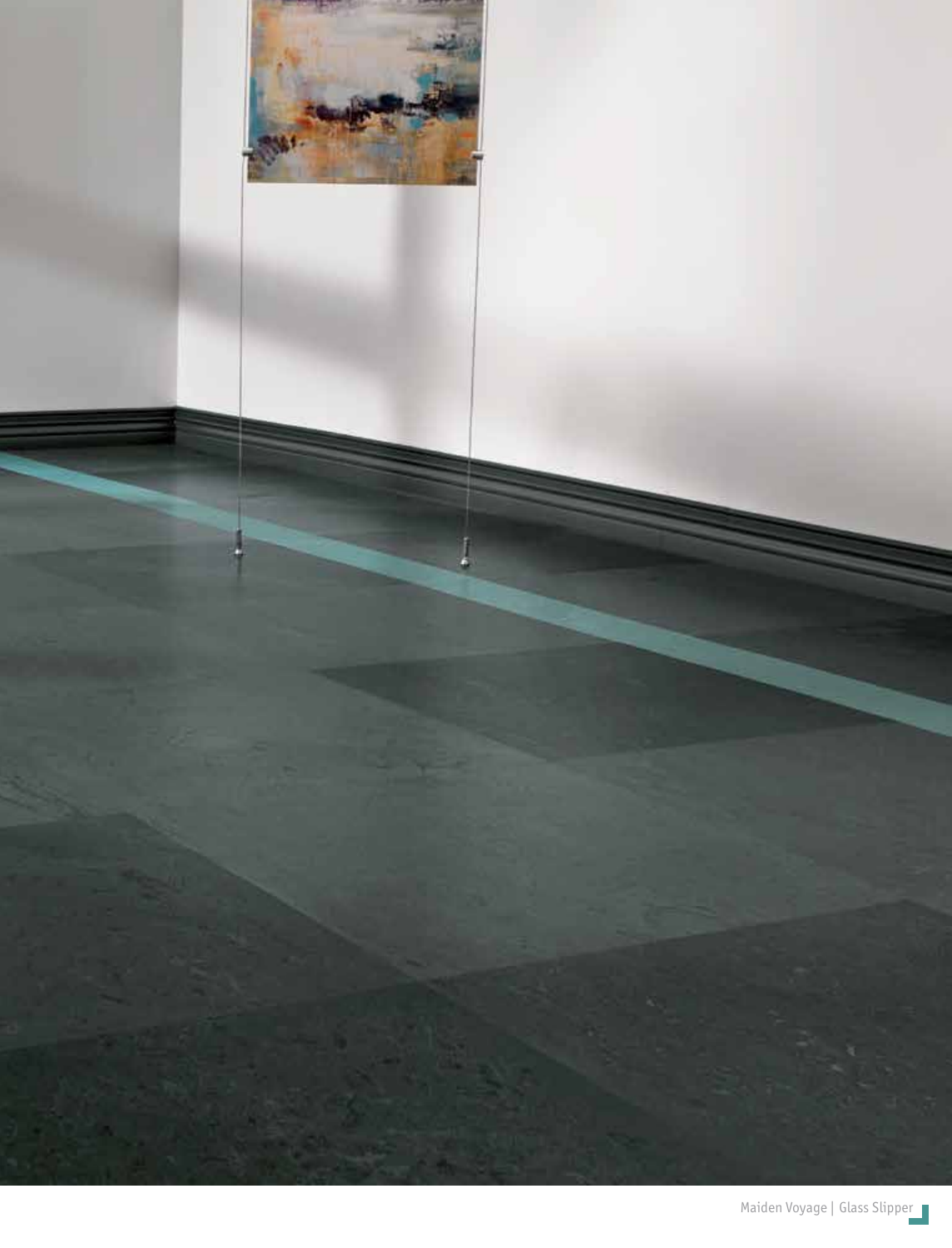Maiden Voyage | Glass Slipper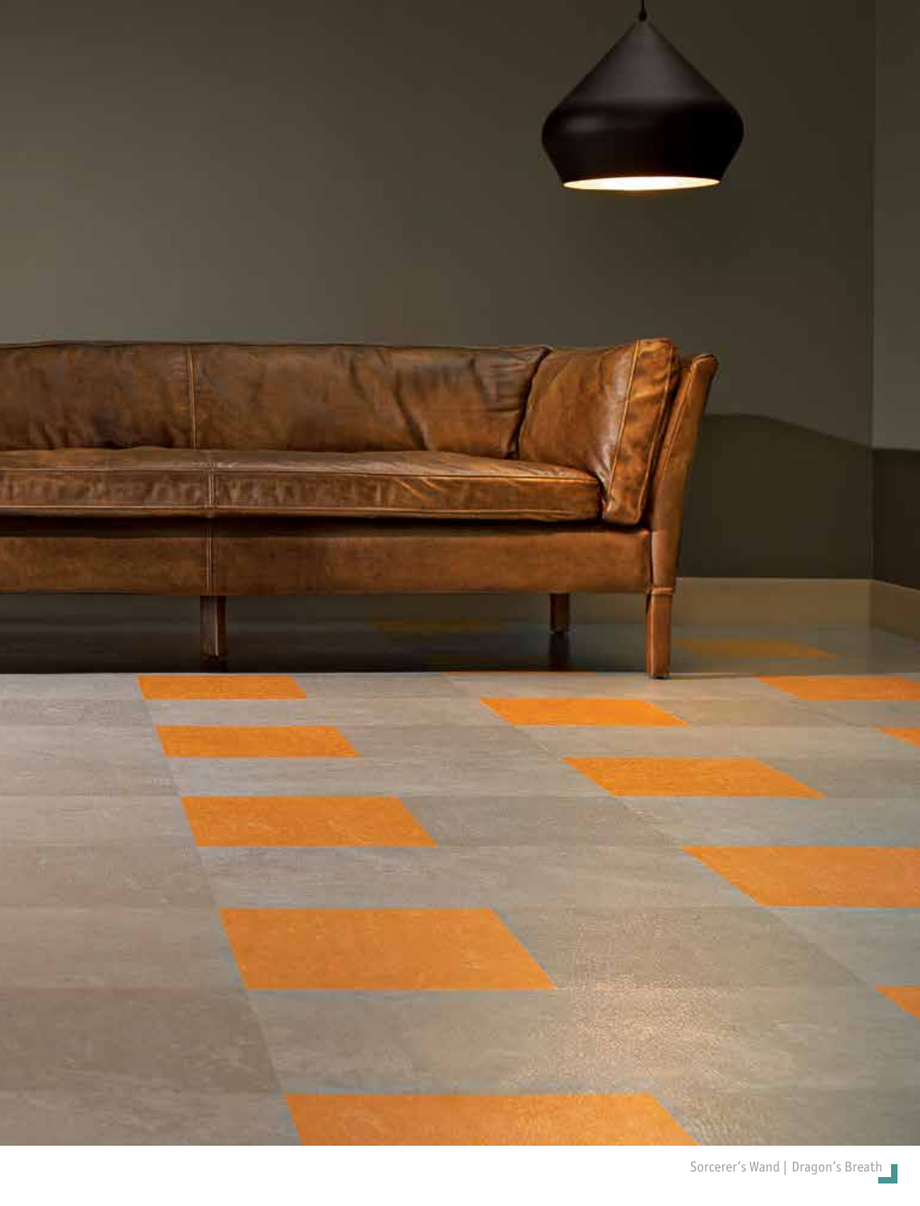Sorcerer's Wand | Dragon's Breath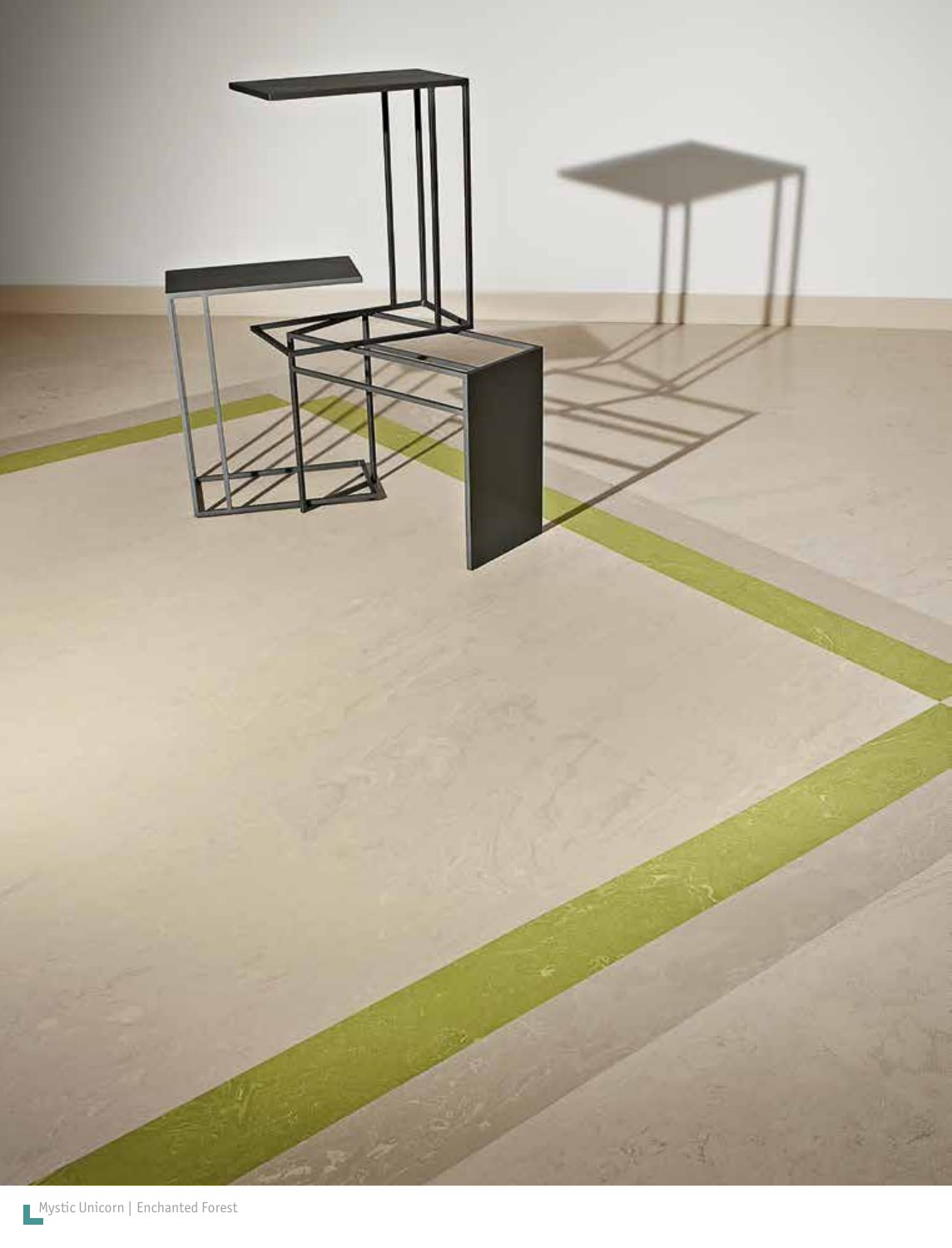Mystic Unicorn | Enchanted Forest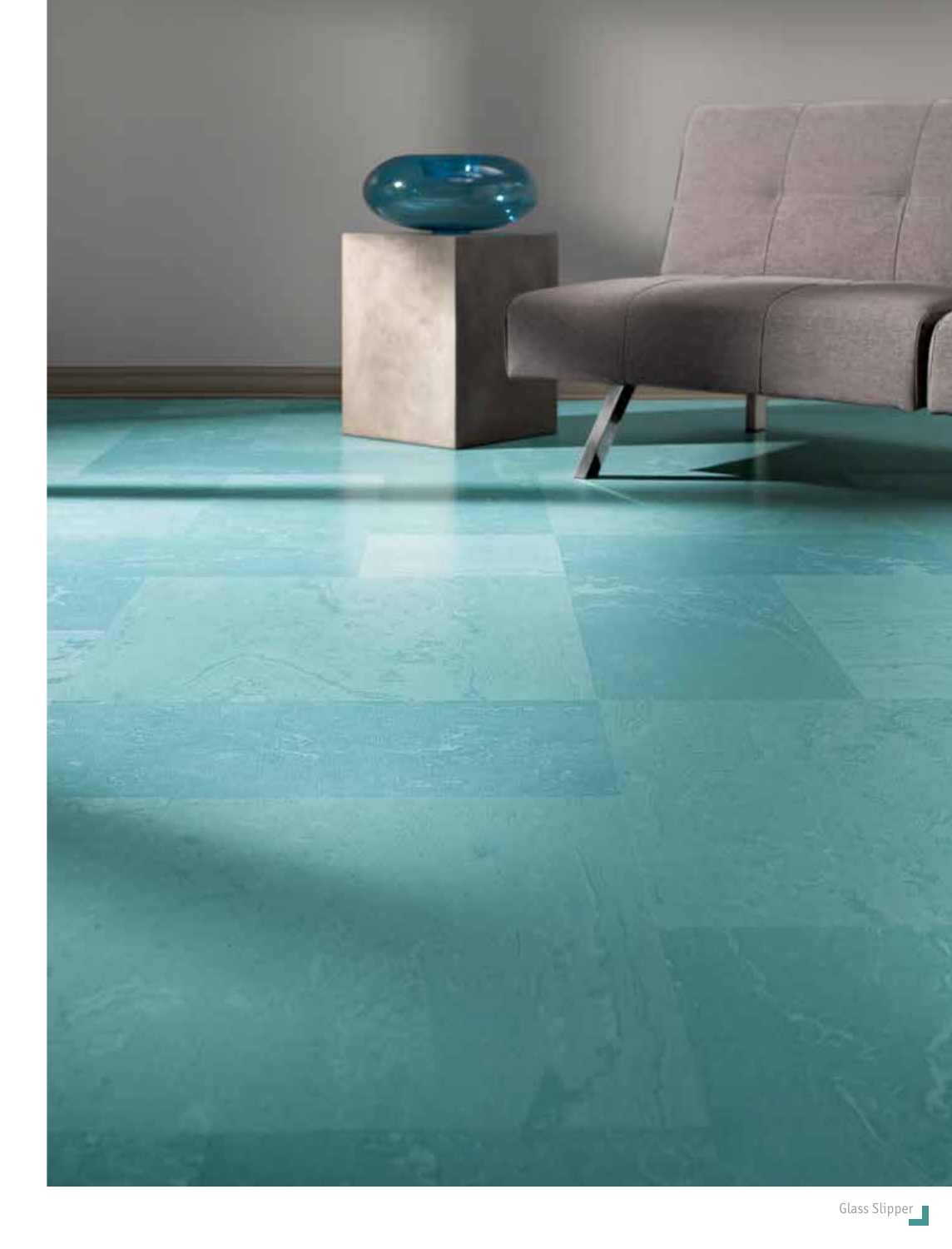Glass Slipper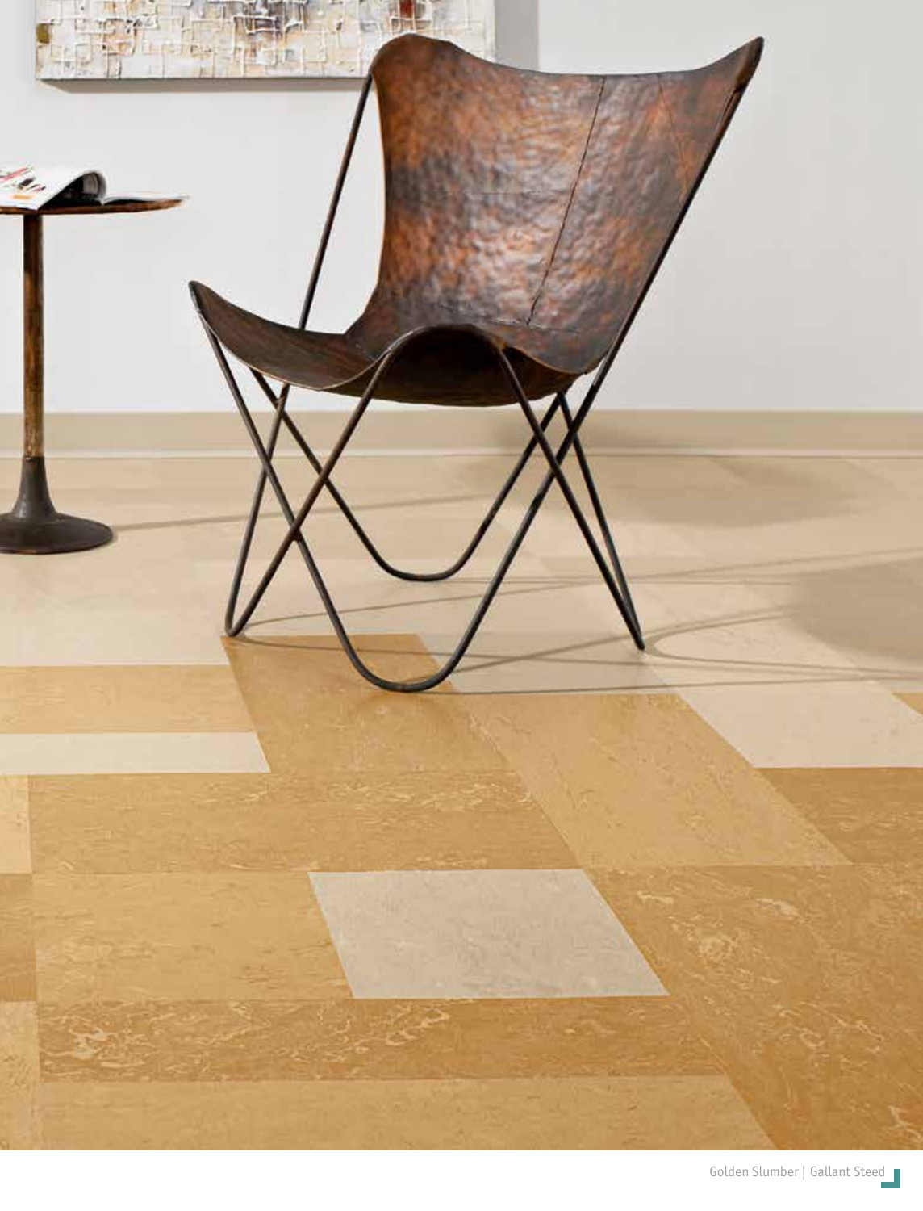Golden Slumber | Gallant Steed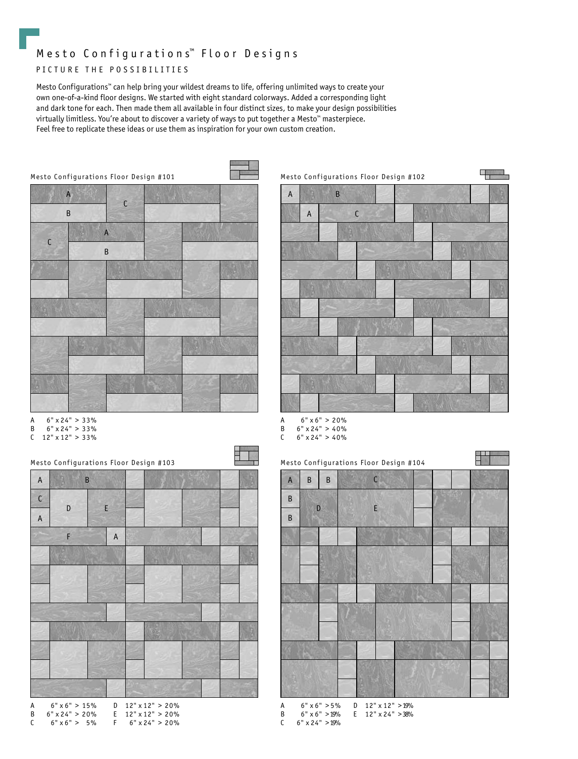# Mesto Configurations™ Floor Designs

PICTURE THE POSSIBILITIES

Mesto Configurations™ can help bring your wildest dreams to life, offering unlimited ways to create your own one-of-a-kind floor designs. We started with eight standard colorways. Added a corresponding light and dark tone for each. Then made them all available in four distinct sizes, to make your design possibilities virtually limitless. You're about to discover a variety of ways to put together a Mesto™ masterpiece. Feel free to replicate these ideas or use them as inspiration for your own custom creation.

## Mesto Configurations Floor Design #101

A 6" x 24" > 33%
B 6" x 24" > 33%
C 12" x 12" > 33%

## Mesto Configurations Floor Design #102

A 6" x 6" > 20%
B 6" x 24" > 40%
C 6" x 24" > 40%

## Mesto Configurations Floor Design #103

A 6" x 6" > 15%
B 6" x 24" > 20%
C 6" x 6" > 5%
D 12" x 12" > 20%
E 12" x 12" > 20%
F 6" x 24" > 20%

## Mesto Configurations Floor Design #104

A 6" x 6" > 5%
B 6" x 6" > 19%
C 6" x 24" > 19%
D 12" x 12" > 19%
E 12" x 24" > 38%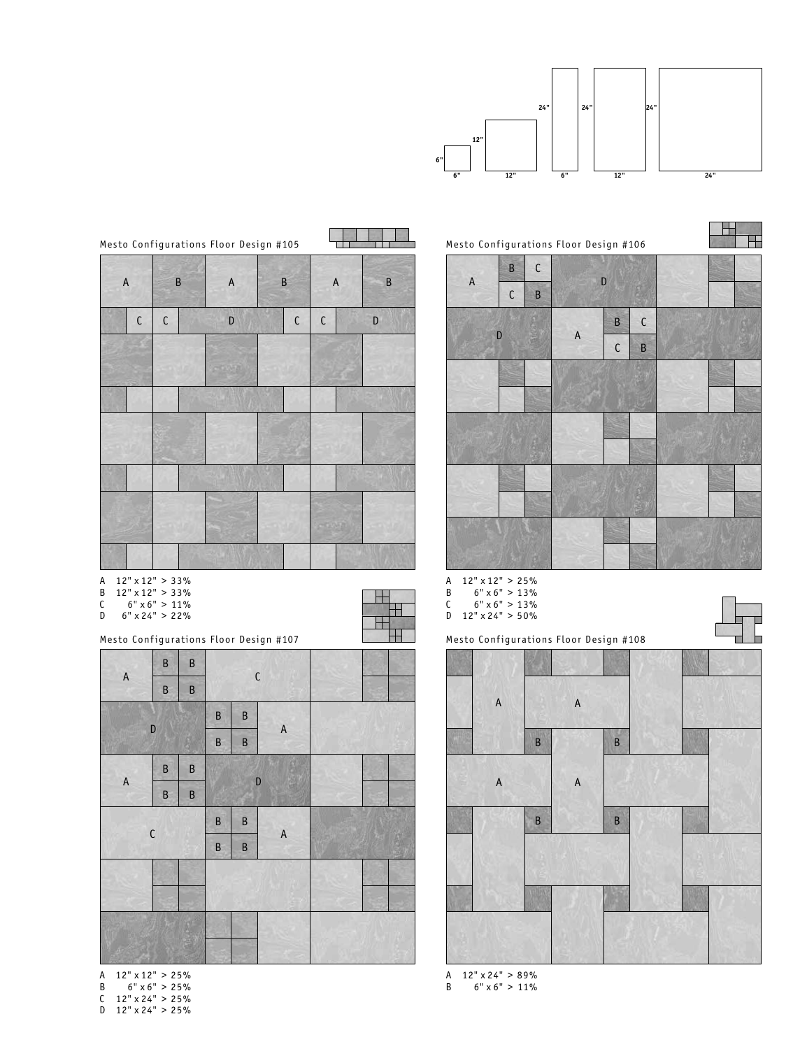## Mesto Configurations Floor Design #105

A 12" x 12" > 33%
B 12" x 12" > 33%
C 6" x 6" > 11%
D 6" x 24" > 22%

## Mesto Configurations Floor Design #106

A 12" x 12" > 25%
B 6" x 6" > 13%
C 6" x 6" > 13%
D 12" x 24" > 50%

## Mesto Configurations Floor Design #107

A 12" x 12" > 25%
B 6" x 6" > 25%
C 12" x 24" > 25%
D 12" x 24" > 25%

## Mesto Configurations Floor Design #108

A 12" x 24" > 89%
B 6" x 6" > 11%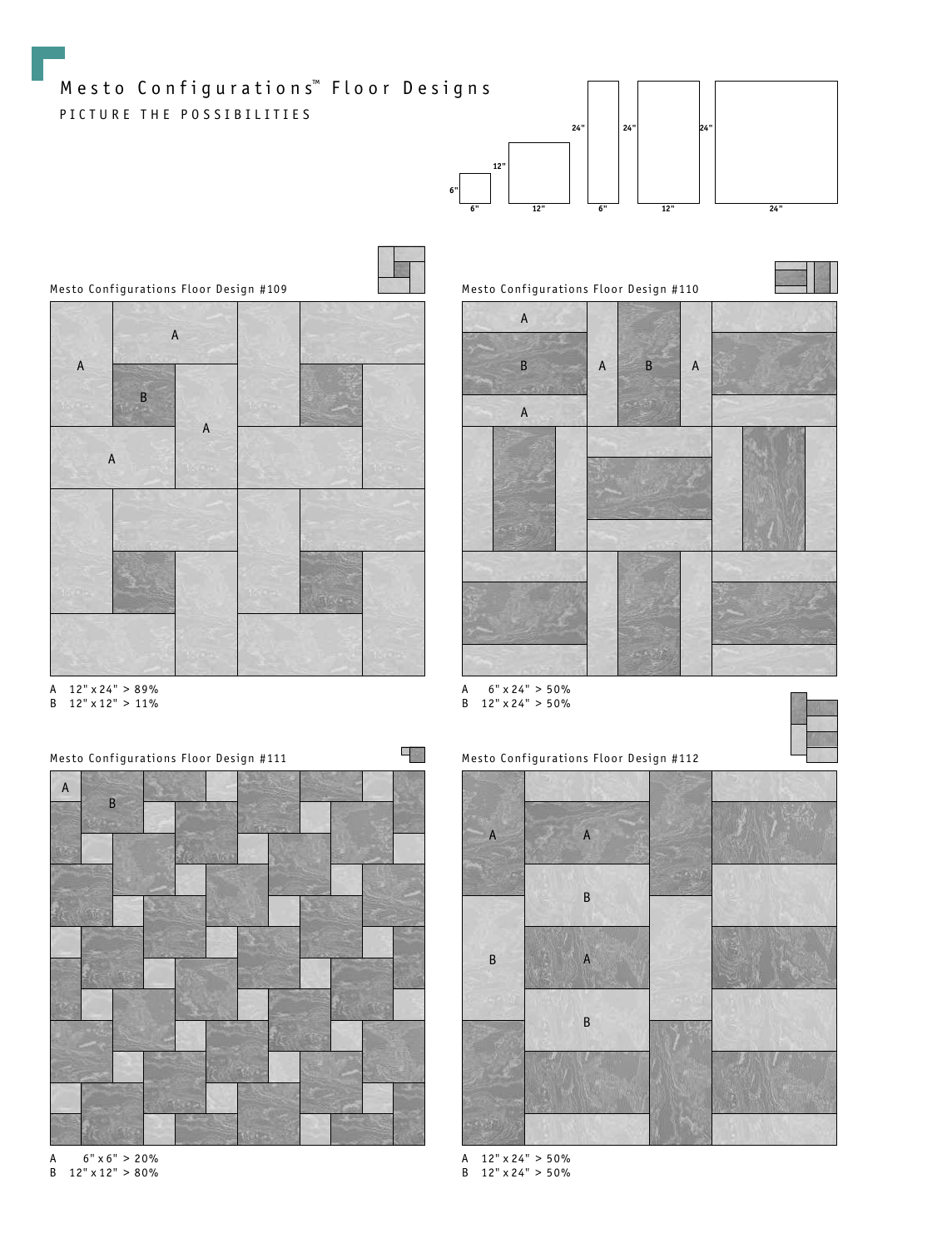# Mesto Configurations™ Floor Designs

PICTURE THE POSSIBILITIES

## Mesto Configurations Floor Design #109

A 12" x 24" > 89%
B 12" x 12" > 11%

## Mesto Configurations Floor Design #110

A 6" x 24" > 50%
B 12" x 24" > 50%

## Mesto Configurations Floor Design #111

A 6" x 6" > 20%
B 12" x 12" > 80%

## Mesto Configurations Floor Design #112

A 12" x 24" > 50%
B 12" x 24" > 50%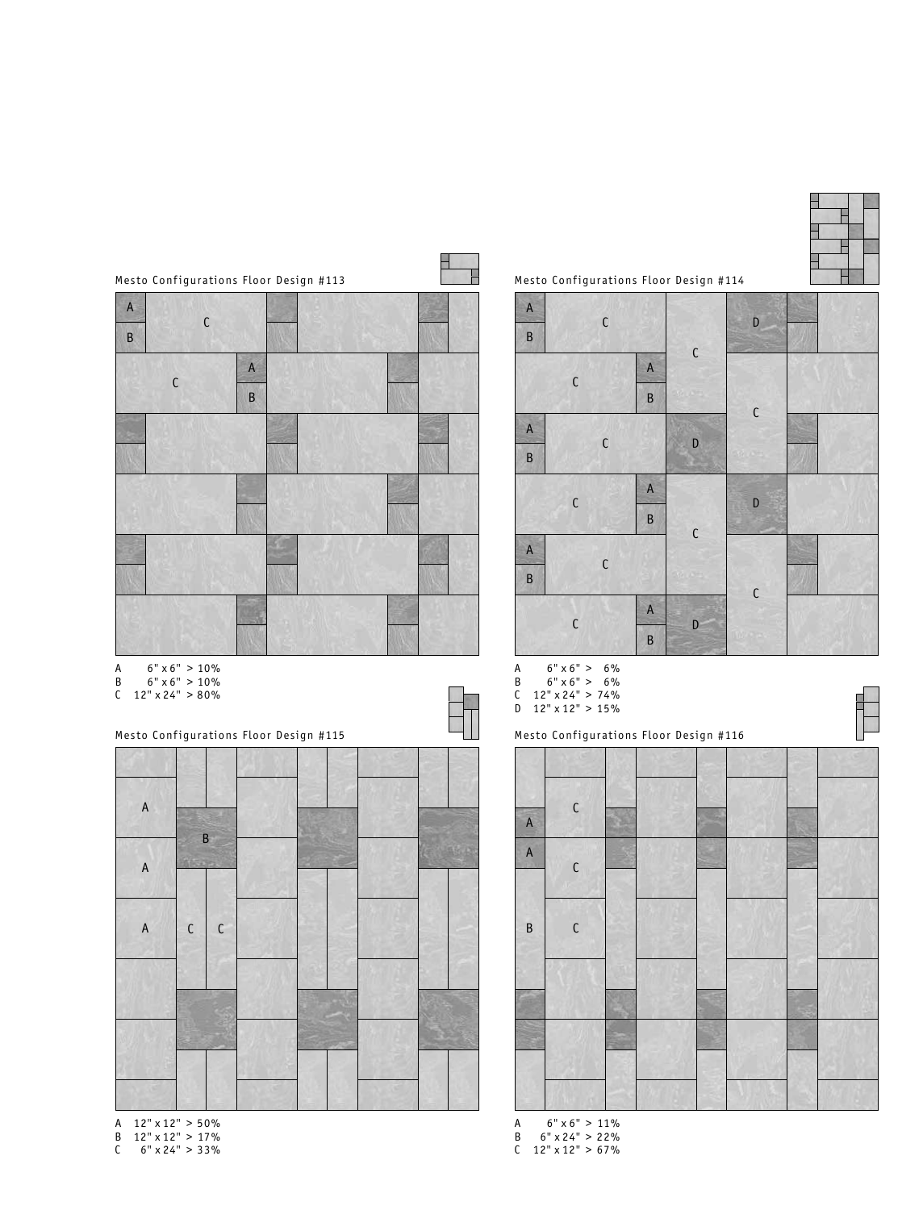## Mesto Configurations Floor Design #113

A 6" x 6" > 10%
B 6" x 6" > 10%
C 12" x 24" > 80%

## Mesto Configurations Floor Design #114

A 6" x 6" > 6%
B 6" x 6" > 6%
C 12" x 24" > 74%
D 12" x 12" > 15%

## Mesto Configurations Floor Design #115

A 12" x 12" > 50%
B 12" x 12" > 17%
C 6" x 24" > 33%

## Mesto Configurations Floor Design #116

A 6" x 6" > 11%
B 6" x 24" > 22%
C 12" x 12" > 67%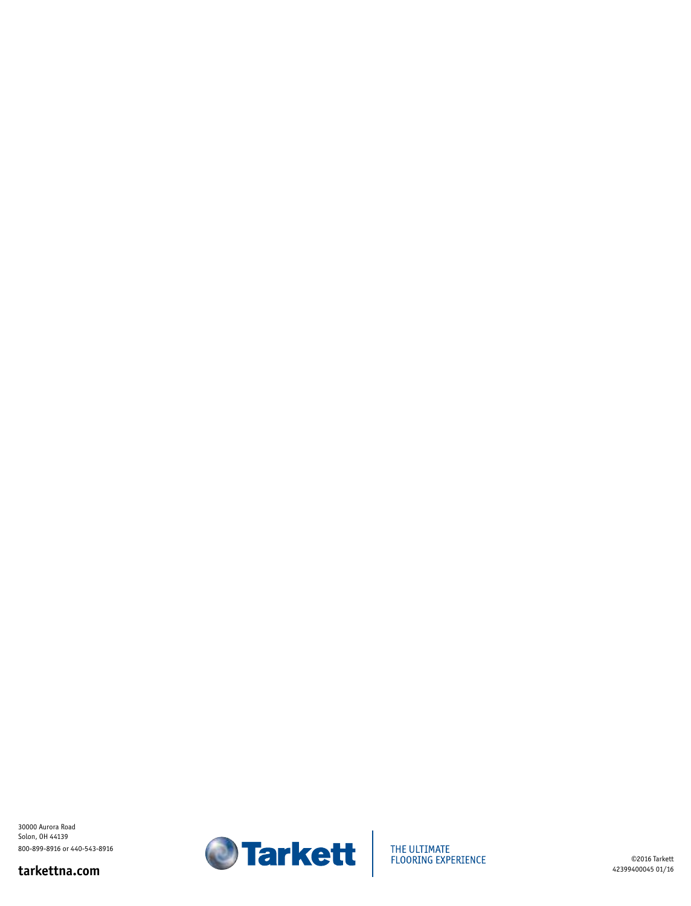30000 Aurora Road
Solon, OH 44139
800-899-8916 or 440-543-8916

**tarkettna.com**

Tarkett

THE ULTIMATE
FLOORING EXPERIENCE

©2016 Tarkett
42399400045 01/16